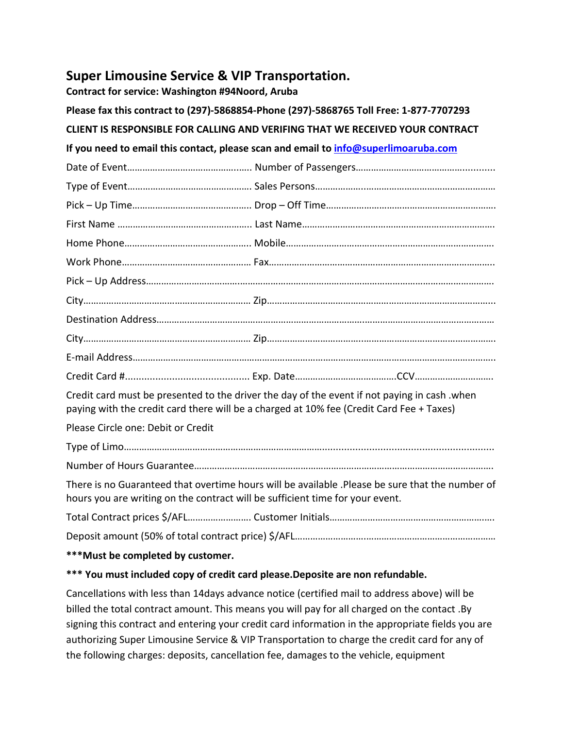# Super Limousine Service & VIP Transportation.

**Contract for service: Washington #94Noord, Aruba**

**Please fax this contract to (297)-5868854-Phone (297)-5868765 Toll Free: 1-877-7707293**

**CLIENT IS RESPONSIBLE FOR CALLING AND VERIFING THAT WE RECEIVED YOUR CONTRACT**

**If you need to email this contact, please scan and email to [info@superlimoaruba.com](mailto:info@superlimoaruba.com)**

Date of Event………………………………………... Number of Passengers………………………………….........

Type of Event…………………………………………. Sales Persons…………………..…………………………………………

Pick – Up Time………………………………………. Drop – Off Time…………………………………………………………

First Name ……………………………………………. Last Name………………………………………………………………

Home Phone…………………………………………. Mobile……………………………………………………………………….

Work Phone………………………………………….. Fax……………………………………………………………………………..

Pick – Up Address……………………………………………………………………………………………………………………….

City……………………………………………………….. Zip………………………………………………………………………………

Destination Address……………………………………………………………………...……………………………………………

City……………………………………………………….. Zip………………………………………………………………………………

E-mail Address…………………………………………………………………………………………………………………………….

Credit Card #............................................ Exp. Date…………………………………CCV…………………………

Credit card must be presented to the driver the day of the event if not paying in cash .when paying with the credit card there will be a charged at 10% fee (Credit Card Fee + Taxes)

Please Circle one: Debit or Credit

Type of Limo………………………………………………………………...................................................

Number of Hours Guarantee……………………………………………………………………………………………………

There is no Guaranteed that overtime hours will be available .Please be sure that the number of hours you are writing on the contract will be sufficient time for your event.

Total Contract prices $/AFL……………………. Customer Initials…………………………………………………………

Deposit amount (50% of total contract price) $/AFL……………………….…………………………………………

**\*\*\*Must be completed by customer.**

**\*\*\* You must included copy of credit card please.Deposite are non refundable.**

Cancellations with less than 14days advance notice (certified mail to address above) will be billed the total contract amount. This means you will pay for all charged on the contact .By signing this contract and entering your credit card information in the appropriate fields you are authorizing Super Limousine Service & VIP Transportation to charge the credit card for any of the following charges: deposits, cancellation fee, damages to the vehicle, equipment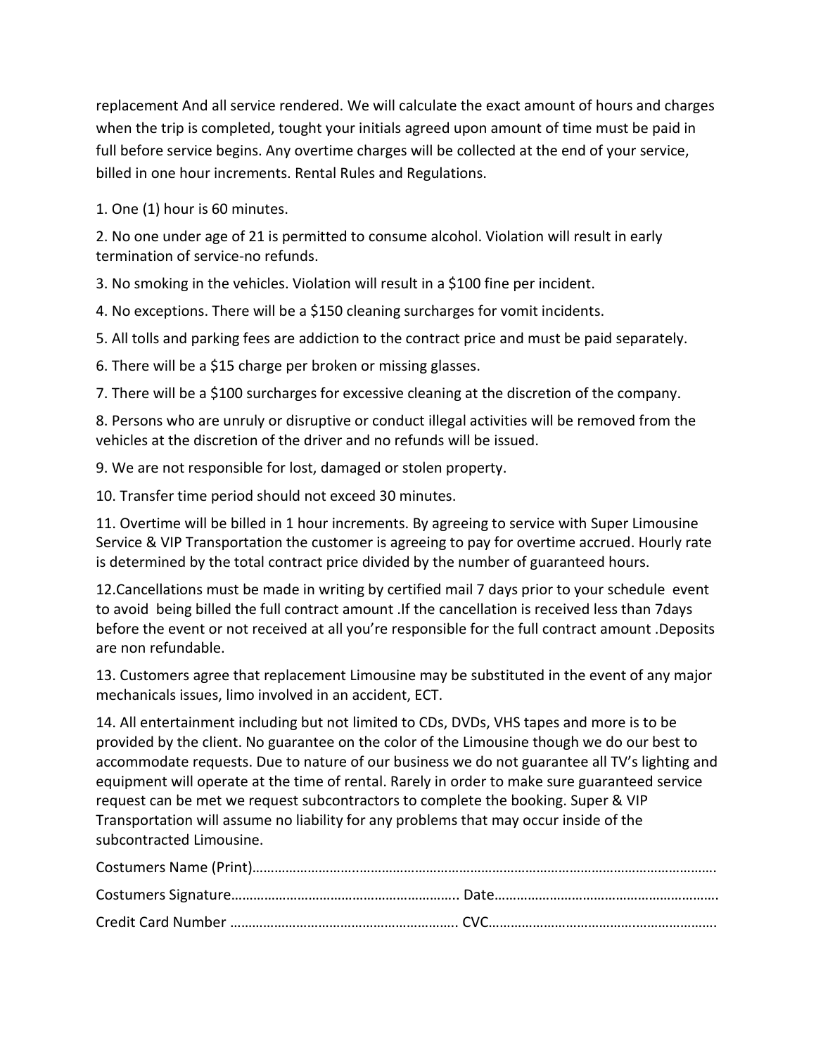replacement And all service rendered. We will calculate the exact amount of hours and charges when the trip is completed, tought your initials agreed upon amount of time must be paid in full before service begins. Any overtime charges will be collected at the end of your service, billed in one hour increments. Rental Rules and Regulations.

1. One (1) hour is 60 minutes.

2. No one under age of 21 is permitted to consume alcohol. Violation will result in early termination of service-no refunds.

3. No smoking in the vehicles. Violation will result in a $100 fine per incident.

4. No exceptions. There will be a $150 cleaning surcharges for vomit incidents.

5. All tolls and parking fees are addiction to the contract price and must be paid separately.

6. There will be a $15 charge per broken or missing glasses.

7. There will be a $100 surcharges for excessive cleaning at the discretion of the company.

8. Persons who are unruly or disruptive or conduct illegal activities will be removed from the vehicles at the discretion of the driver and no refunds will be issued.

9. We are not responsible for lost, damaged or stolen property.

10. Transfer time period should not exceed 30 minutes.

11. Overtime will be billed in 1 hour increments. By agreeing to service with Super Limousine Service & VIP Transportation the customer is agreeing to pay for overtime accrued. Hourly rate is determined by the total contract price divided by the number of guaranteed hours.

12.Cancellations must be made in writing by certified mail 7 days prior to your schedule event to avoid being billed the full contract amount .If the cancellation is received less than 7days before the event or not received at all you're responsible for the full contract amount .Deposits are non refundable.

13. Customers agree that replacement Limousine may be substituted in the event of any major mechanicals issues, limo involved in an accident, ECT.

14. All entertainment including but not limited to CDs, DVDs, VHS tapes and more is to be provided by the client. No guarantee on the color of the Limousine though we do our best to accommodate requests. Due to nature of our business we do not guarantee all TV's lighting and equipment will operate at the time of rental. Rarely in order to make sure guaranteed service request can be met we request subcontractors to complete the booking. Super & VIP Transportation will assume no liability for any problems that may occur inside of the subcontracted Limousine.

Costumers Name (Print)………………………………………………………………………………………………………….

Costumers Signature…………………………………………………….. Date…………………………………………………..

Credit Card Number …………………………………………………….. CVC……………………………………………………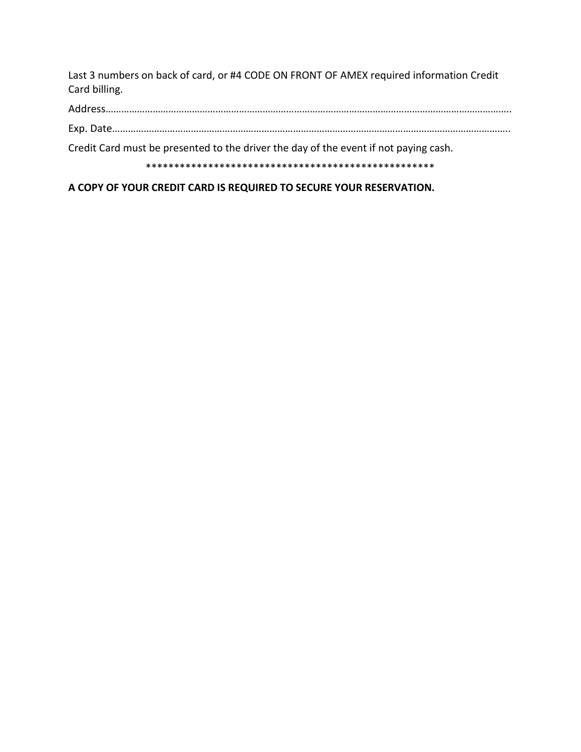Last 3 numbers on back of card, or #4 CODE ON FRONT OF AMEX required information Credit Card billing.

Address…………………………………………………………………………………………………………………………………………..

Exp. Date……………………………………………………………………………………………………………………………………….

Credit Card must be presented to the driver the day of the event if not paying cash.

****************************************************

**A COPY OF YOUR CREDIT CARD IS REQUIRED TO SECURE YOUR RESERVATION.**